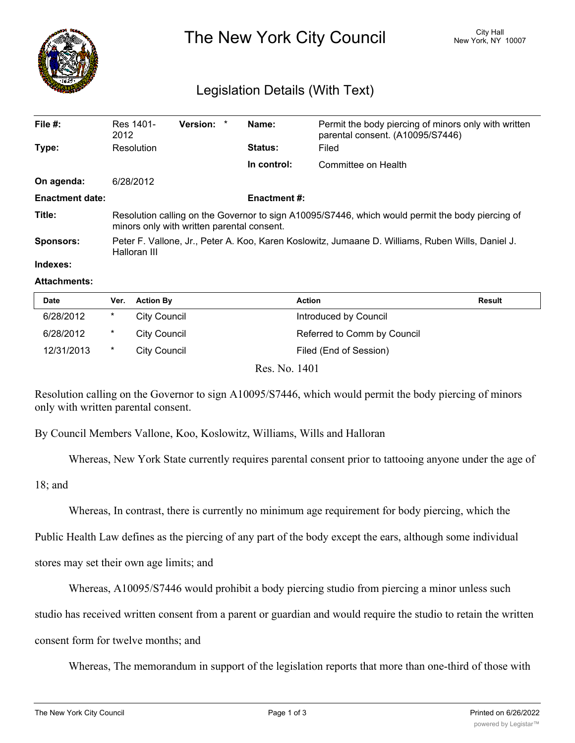# The New York City Council

City Hall
New York, NY 10007

## Legislation Details (With Text)

| | | | |
|---|---|---|---|
| **File #:** | Res 1401-2012 **Version:** * | **Name:** | Permit the body piercing of minors only with written parental consent. (A10095/S7446) |
| **Type:** | Resolution | **Status:** | Filed |
| | | **In control:** | Committee on Health |
| **On agenda:** | 6/28/2012 | | |
| **Enactment date:** | | **Enactment #:** | |
| **Title:** | Resolution calling on the Governor to sign A10095/S7446, which would permit the body piercing of minors only with written parental consent. | | |
| **Sponsors:** | Peter F. Vallone, Jr., Peter A. Koo, Karen Koslowitz, Jumaane D. Williams, Ruben Wills, Daniel J. Halloran III | | |
| **Indexes:** | | | |
| **Attachments:** | | | |

| Date | Ver. | Action By | Action | Result |
|---|---|---|---|---|
| 6/28/2012 | * | City Council | Introduced by Council | |
| 6/28/2012 | * | City Council | Referred to Comm by Council | |
| 12/31/2013 | * | City Council | Filed (End of Session) | |

Res. No. 1401

Resolution calling on the Governor to sign A10095/S7446, which would permit the body piercing of minors only with written parental consent.

By Council Members Vallone, Koo, Koslowitz, Williams, Wills and Halloran

Whereas, New York State currently requires parental consent prior to tattooing anyone under the age of 18; and

Whereas, In contrast, there is currently no minimum age requirement for body piercing, which the Public Health Law defines as the piercing of any part of the body except the ears, although some individual stores may set their own age limits; and

Whereas, A10095/S7446 would prohibit a body piercing studio from piercing a minor unless such studio has received written consent from a parent or guardian and would require the studio to retain the written consent form for twelve months; and

Whereas, The memorandum in support of the legislation reports that more than one-third of those with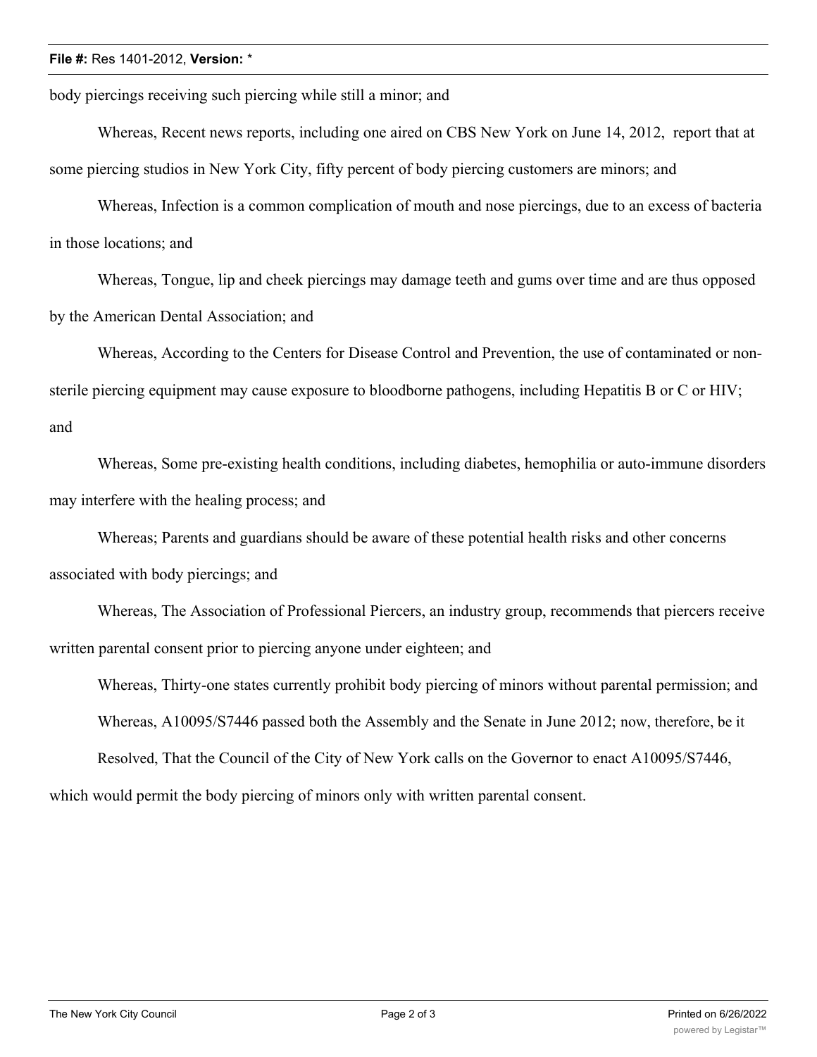body piercings receiving such piercing while still a minor; and

Whereas, Recent news reports, including one aired on CBS New York on June 14, 2012, report that at some piercing studios in New York City, fifty percent of body piercing customers are minors; and

Whereas, Infection is a common complication of mouth and nose piercings, due to an excess of bacteria in those locations; and

Whereas, Tongue, lip and cheek piercings may damage teeth and gums over time and are thus opposed by the American Dental Association; and

Whereas, According to the Centers for Disease Control and Prevention, the use of contaminated or non-sterile piercing equipment may cause exposure to bloodborne pathogens, including Hepatitis B or C or HIV; and

Whereas, Some pre-existing health conditions, including diabetes, hemophilia or auto-immune disorders may interfere with the healing process; and

Whereas; Parents and guardians should be aware of these potential health risks and other concerns associated with body piercings; and

Whereas, The Association of Professional Piercers, an industry group, recommends that piercers receive written parental consent prior to piercing anyone under eighteen; and

Whereas, Thirty-one states currently prohibit body piercing of minors without parental permission; and

Whereas, A10095/S7446 passed both the Assembly and the Senate in June 2012; now, therefore, be it

Resolved, That the Council of the City of New York calls on the Governor to enact A10095/S7446, which would permit the body piercing of minors only with written parental consent.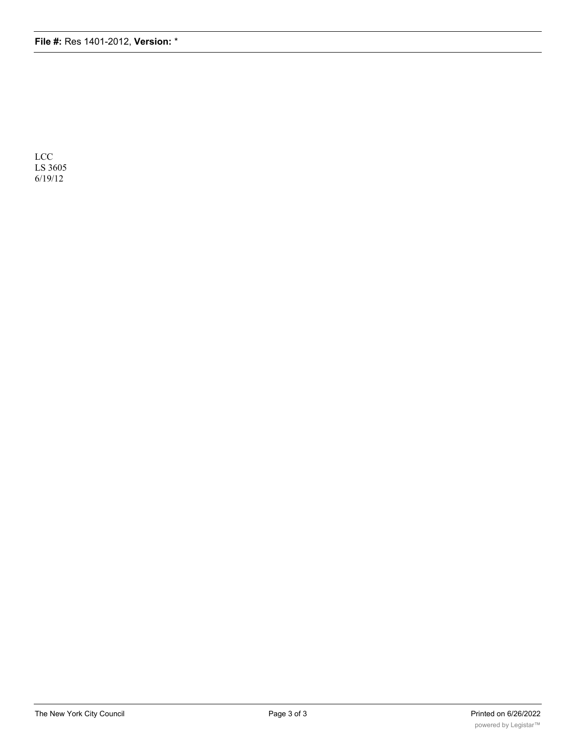LCC
LS 3605
6/19/12